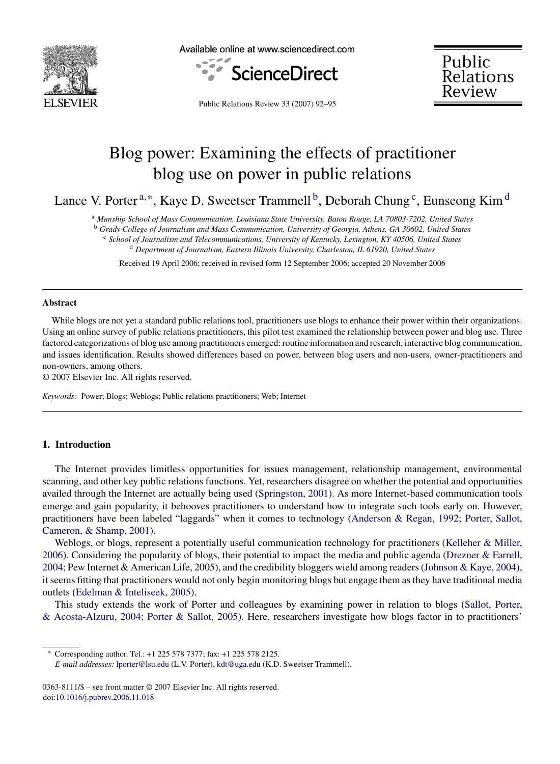# Blog power: Examining the effects of practitioner blog use on power in public relations

Lance V. Porter[a,*], Kaye D. Sweetser Trammell[b], Deborah Chung[c], Eunseong Kim[d]

[a] *Manship School of Mass Communication, Louisiana State University, Baton Rouge, LA 70803-7202, United States*
[b] *Grady College of Journalism and Mass Communication, University of Georgia, Athens, GA 30602, United States*
[c] *School of Journalism and Telecommunications, University of Kentucky, Lexington, KY 40506, United States*
[d] *Department of Journalism, Eastern Illinois University, Charleston, IL 61920, United States*

Received 19 April 2006; received in revised form 12 September 2006; accepted 20 November 2006

## Abstract

While blogs are not yet a standard public relations tool, practitioners use blogs to enhance their power within their organizations. Using an online survey of public relations practitioners, this pilot test examined the relationship between power and blog use. Three factored categorizations of blog use among practitioners emerged: routine information and research, interactive blog communication, and issues identification. Results showed differences based on power, between blog users and non-users, owner-practitioners and non-owners, among others.

© 2007 Elsevier Inc. All rights reserved.

*Keywords:* Power; Blogs; Weblogs; Public relations practitioners; Web; Internet

## 1. Introduction

The Internet provides limitless opportunities for issues management, relationship management, environmental scanning, and other key public relations functions. Yet, researchers disagree on whether the potential and opportunities availed through the Internet are actually being used (Springston, 2001). As more Internet-based communication tools emerge and gain popularity, it behooves practitioners to understand how to integrate such tools early on. However, practitioners have been labeled "laggards" when it comes to technology (Anderson & Regan, 1992; Porter, Sallot, Cameron, & Shamp, 2001).

Weblogs, or blogs, represent a potentially useful communication technology for practitioners (Kelleher & Miller, 2006). Considering the popularity of blogs, their potential to impact the media and public agenda (Drezner & Farrell, 2004; Pew Internet & American Life, 2005), and the credibility bloggers wield among readers (Johnson & Kaye, 2004), it seems fitting that practitioners would not only begin monitoring blogs but engage them as they have traditional media outlets (Edelman & Inteliseek, 2005).

This study extends the work of Porter and colleagues by examining power in relation to blogs (Sallot, Porter, & Acosta-Alzuru, 2004; Porter & Sallot, 2005). Here, researchers investigate how blogs factor in to practitioners'

---

\* Corresponding author. Tel.: +1 225 578 7377; fax: +1 225 578 2125.
*E-mail addresses:* lporter@lsu.edu (L.V. Porter), kdt@uga.edu (K.D. Sweetser Trammell).

0363-8111/$ – see front matter © 2007 Elsevier Inc. All rights reserved.
doi:10.1016/j.pubrev.2006.11.018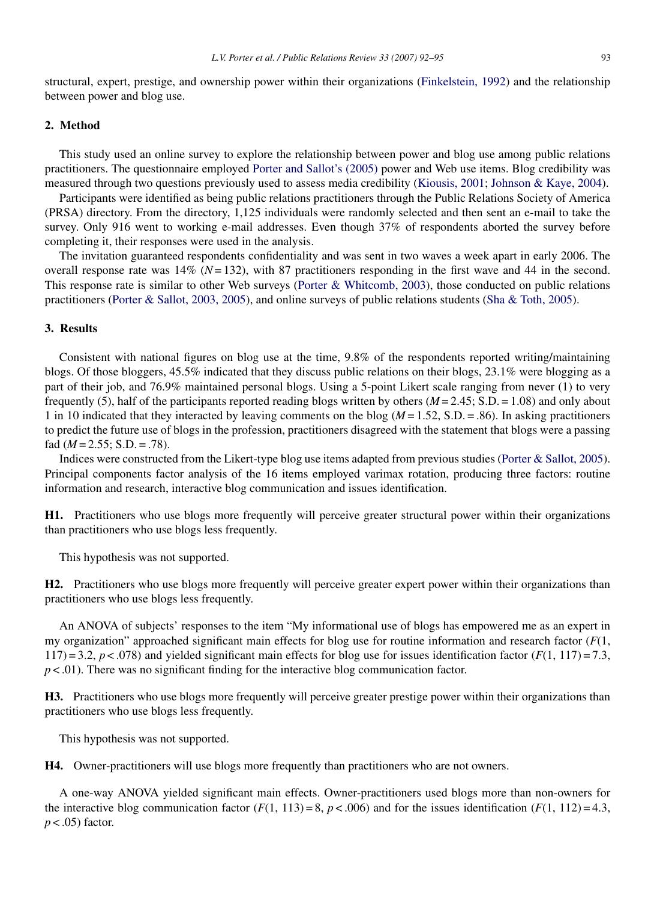structural, expert, prestige, and ownership power within their organizations (Finkelstein, 1992) and the relationship between power and blog use.

## 2. Method

This study used an online survey to explore the relationship between power and blog use among public relations practitioners. The questionnaire employed Porter and Sallot's (2005) power and Web use items. Blog credibility was measured through two questions previously used to assess media credibility (Kiousis, 2001; Johnson & Kaye, 2004).

Participants were identified as being public relations practitioners through the Public Relations Society of America (PRSA) directory. From the directory, 1,125 individuals were randomly selected and then sent an e-mail to take the survey. Only 916 went to working e-mail addresses. Even though 37% of respondents aborted the survey before completing it, their responses were used in the analysis.

The invitation guaranteed respondents confidentiality and was sent in two waves a week apart in early 2006. The overall response rate was 14% ($N = 132$), with 87 practitioners responding in the first wave and 44 in the second. This response rate is similar to other Web surveys (Porter & Whitcomb, 2003), those conducted on public relations practitioners (Porter & Sallot, 2003, 2005), and online surveys of public relations students (Sha & Toth, 2005).

## 3. Results

Consistent with national figures on blog use at the time, 9.8% of the respondents reported writing/maintaining blogs. Of those bloggers, 45.5% indicated that they discuss public relations on their blogs, 23.1% were blogging as a part of their job, and 76.9% maintained personal blogs. Using a 5-point Likert scale ranging from never (1) to very frequently (5), half of the participants reported reading blogs written by others ($M = 2.45$; S.D. = 1.08) and only about 1 in 10 indicated that they interacted by leaving comments on the blog ($M = 1.52$, S.D. = .86). In asking practitioners to predict the future use of blogs in the profession, practitioners disagreed with the statement that blogs were a passing fad ($M = 2.55$; S.D. = .78).

Indices were constructed from the Likert-type blog use items adapted from previous studies (Porter & Sallot, 2005). Principal components factor analysis of the 16 items employed varimax rotation, producing three factors: routine information and research, interactive blog communication and issues identification.

**H1.** Practitioners who use blogs more frequently will perceive greater structural power within their organizations than practitioners who use blogs less frequently.

This hypothesis was not supported.

**H2.** Practitioners who use blogs more frequently will perceive greater expert power within their organizations than practitioners who use blogs less frequently.

An ANOVA of subjects' responses to the item "My informational use of blogs has empowered me as an expert in my organization" approached significant main effects for blog use for routine information and research factor ($F(1, 117) = 3.2$, $p < .078$) and yielded significant main effects for blog use for issues identification factor ($F(1, 117) = 7.3$, $p < .01$). There was no significant finding for the interactive blog communication factor.

**H3.** Practitioners who use blogs more frequently will perceive greater prestige power within their organizations than practitioners who use blogs less frequently.

This hypothesis was not supported.

**H4.** Owner-practitioners will use blogs more frequently than practitioners who are not owners.

A one-way ANOVA yielded significant main effects. Owner-practitioners used blogs more than non-owners for the interactive blog communication factor ($F(1, 113) = 8$, $p < .006$) and for the issues identification ($F(1, 112) = 4.3$, $p < .05$) factor.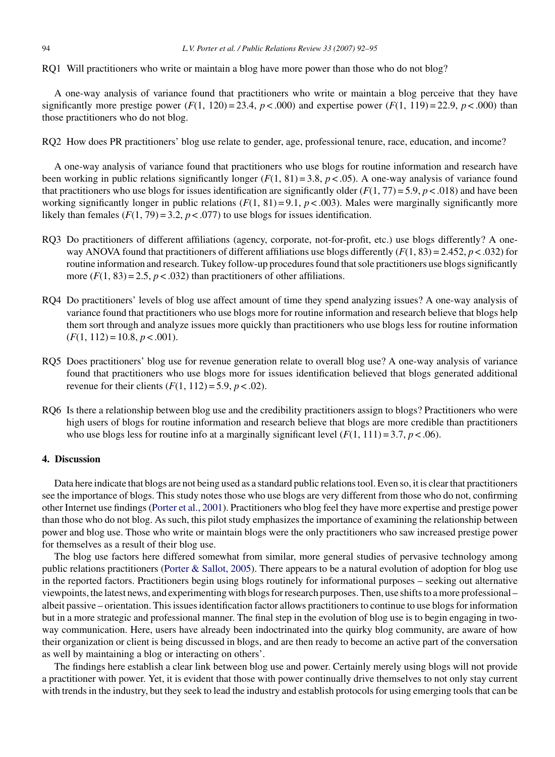RQ1 Will practitioners who write or maintain a blog have more power than those who do not blog?

A one-way analysis of variance found that practitioners who write or maintain a blog perceive that they have significantly more prestige power ($F(1, 120) = 23.4$, $p < .000$) and expertise power ($F(1, 119) = 22.9$, $p < .000$) than those practitioners who do not blog.

RQ2 How does PR practitioners' blog use relate to gender, age, professional tenure, race, education, and income?

A one-way analysis of variance found that practitioners who use blogs for routine information and research have been working in public relations significantly longer ($F(1, 81) = 3.8$, $p < .05$). A one-way analysis of variance found that practitioners who use blogs for issues identification are significantly older ($F(1, 77) = 5.9$, $p < .018$) and have been working significantly longer in public relations ($F(1, 81) = 9.1$, $p < .003$). Males were marginally significantly more likely than females ($F(1, 79) = 3.2$, $p < .077$) to use blogs for issues identification.

RQ3 Do practitioners of different affiliations (agency, corporate, not-for-profit, etc.) use blogs differently? A one-way ANOVA found that practitioners of different affiliations use blogs differently ($F(1, 83) = 2.452$, $p < .032$) for routine information and research. Tukey follow-up procedures found that sole practitioners use blogs significantly more ($F(1, 83) = 2.5$, $p < .032$) than practitioners of other affiliations.

RQ4 Do practitioners' levels of blog use affect amount of time they spend analyzing issues? A one-way analysis of variance found that practitioners who use blogs more for routine information and research believe that blogs help them sort through and analyze issues more quickly than practitioners who use blogs less for routine information ($F(1, 112) = 10.8$, $p < .001$).

RQ5 Does practitioners' blog use for revenue generation relate to overall blog use? A one-way analysis of variance found that practitioners who use blogs more for issues identification believed that blogs generated additional revenue for their clients ($F(1, 112) = 5.9$, $p < .02$).

RQ6 Is there a relationship between blog use and the credibility practitioners assign to blogs? Practitioners who were high users of blogs for routine information and research believe that blogs are more credible than practitioners who use blogs less for routine info at a marginally significant level ($F(1, 111) = 3.7$, $p < .06$).

## 4. Discussion

Data here indicate that blogs are not being used as a standard public relations tool. Even so, it is clear that practitioners see the importance of blogs. This study notes those who use blogs are very different from those who do not, confirming other Internet use findings (Porter et al., 2001). Practitioners who blog feel they have more expertise and prestige power than those who do not blog. As such, this pilot study emphasizes the importance of examining the relationship between power and blog use. Those who write or maintain blogs were the only practitioners who saw increased prestige power for themselves as a result of their blog use.

The blog use factors here differed somewhat from similar, more general studies of pervasive technology among public relations practitioners (Porter & Sallot, 2005). There appears to be a natural evolution of adoption for blog use in the reported factors. Practitioners begin using blogs routinely for informational purposes – seeking out alternative viewpoints, the latest news, and experimenting with blogs for research purposes. Then, use shifts to a more professional – albeit passive – orientation. This issues identification factor allows practitioners to continue to use blogs for information but in a more strategic and professional manner. The final step in the evolution of blog use is to begin engaging in two-way communication. Here, users have already been indoctrinated into the quirky blog community, are aware of how their organization or client is being discussed in blogs, and are then ready to become an active part of the conversation as well by maintaining a blog or interacting on others'.

The findings here establish a clear link between blog use and power. Certainly merely using blogs will not provide a practitioner with power. Yet, it is evident that those with power continually drive themselves to not only stay current with trends in the industry, but they seek to lead the industry and establish protocols for using emerging tools that can be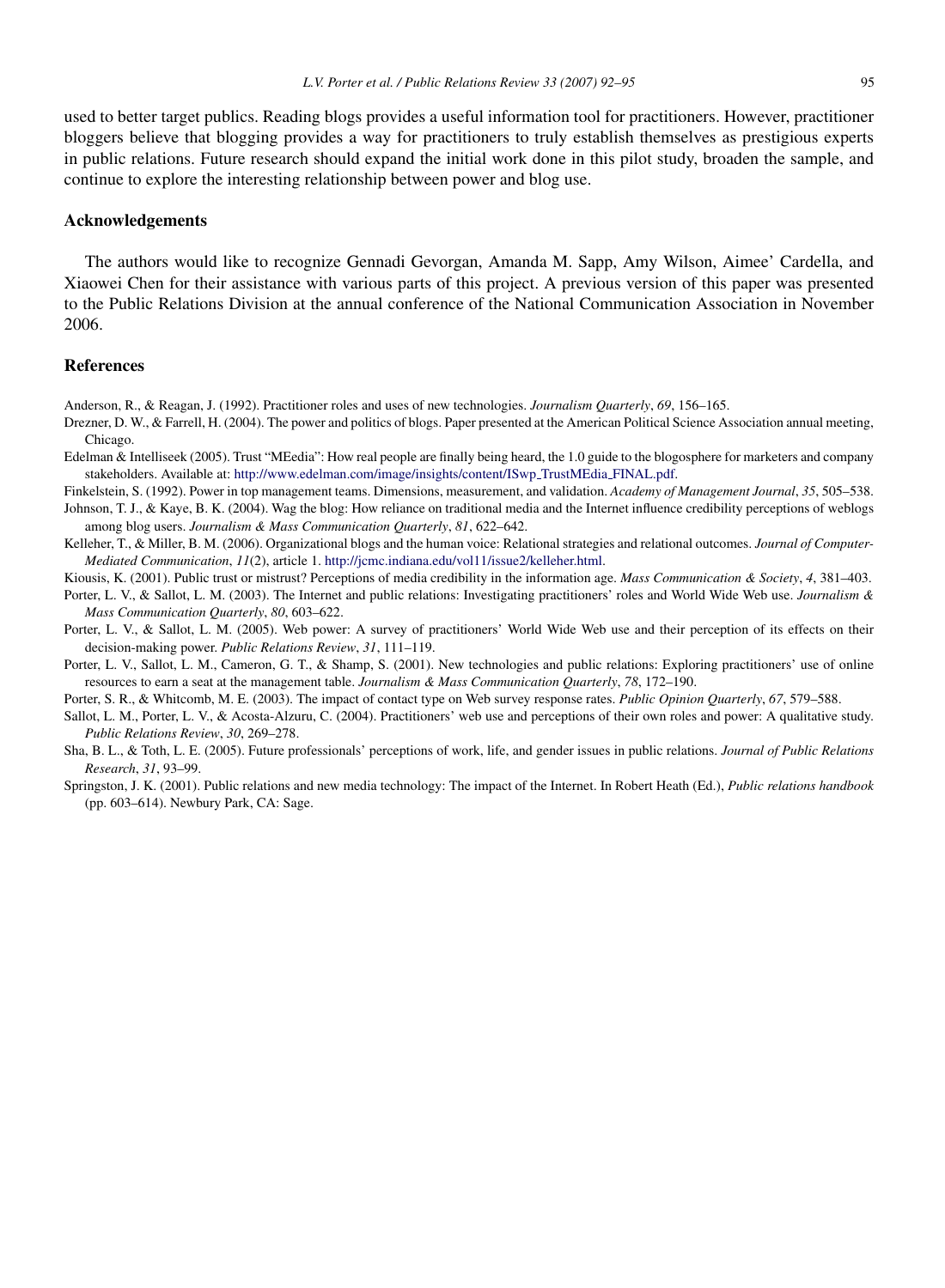used to better target publics. Reading blogs provides a useful information tool for practitioners. However, practitioner bloggers believe that blogging provides a way for practitioners to truly establish themselves as prestigious experts in public relations. Future research should expand the initial work done in this pilot study, broaden the sample, and continue to explore the interesting relationship between power and blog use.

## Acknowledgements

The authors would like to recognize Gennadi Gevorgan, Amanda M. Sapp, Amy Wilson, Aimee' Cardella, and Xiaowei Chen for their assistance with various parts of this project. A previous version of this paper was presented to the Public Relations Division at the annual conference of the National Communication Association in November 2006.

## References

Anderson, R., & Reagan, J. (1992). Practitioner roles and uses of new technologies. *Journalism Quarterly*, *69*, 156–165.

Drezner, D. W., & Farrell, H. (2004). The power and politics of blogs. Paper presented at the American Political Science Association annual meeting, Chicago.

Edelman & Intelliseek (2005). Trust "MEedia": How real people are finally being heard, the 1.0 guide to the blogosphere for marketers and company stakeholders. Available at: http://www.edelman.com/image/insights/content/ISwp_TrustMEdia_FINAL.pdf.

Finkelstein, S. (1992). Power in top management teams. Dimensions, measurement, and validation. *Academy of Management Journal*, *35*, 505–538.

Johnson, T. J., & Kaye, B. K. (2004). Wag the blog: How reliance on traditional media and the Internet influence credibility perceptions of weblogs among blog users. *Journalism & Mass Communication Quarterly*, *81*, 622–642.

Kelleher, T., & Miller, B. M. (2006). Organizational blogs and the human voice: Relational strategies and relational outcomes. *Journal of Computer-Mediated Communication*, *11*(2), article 1. http://jcmc.indiana.edu/vol11/issue2/kelleher.html.

Kiousis, K. (2001). Public trust or mistrust? Perceptions of media credibility in the information age. *Mass Communication & Society*, *4*, 381–403.

Porter, L. V., & Sallot, L. M. (2003). The Internet and public relations: Investigating practitioners' roles and World Wide Web use. *Journalism & Mass Communication Quarterly*, *80*, 603–622.

Porter, L. V., & Sallot, L. M. (2005). Web power: A survey of practitioners' World Wide Web use and their perception of its effects on their decision-making power. *Public Relations Review*, *31*, 111–119.

Porter, L. V., Sallot, L. M., Cameron, G. T., & Shamp, S. (2001). New technologies and public relations: Exploring practitioners' use of online resources to earn a seat at the management table. *Journalism & Mass Communication Quarterly*, *78*, 172–190.

Porter, S. R., & Whitcomb, M. E. (2003). The impact of contact type on Web survey response rates. *Public Opinion Quarterly*, *67*, 579–588.

Sallot, L. M., Porter, L. V., & Acosta-Alzuru, C. (2004). Practitioners' web use and perceptions of their own roles and power: A qualitative study. *Public Relations Review*, *30*, 269–278.

Sha, B. L., & Toth, L. E. (2005). Future professionals' perceptions of work, life, and gender issues in public relations. *Journal of Public Relations Research*, *31*, 93–99.

Springston, J. K. (2001). Public relations and new media technology: The impact of the Internet. In Robert Heath (Ed.), *Public relations handbook* (pp. 603–614). Newbury Park, CA: Sage.